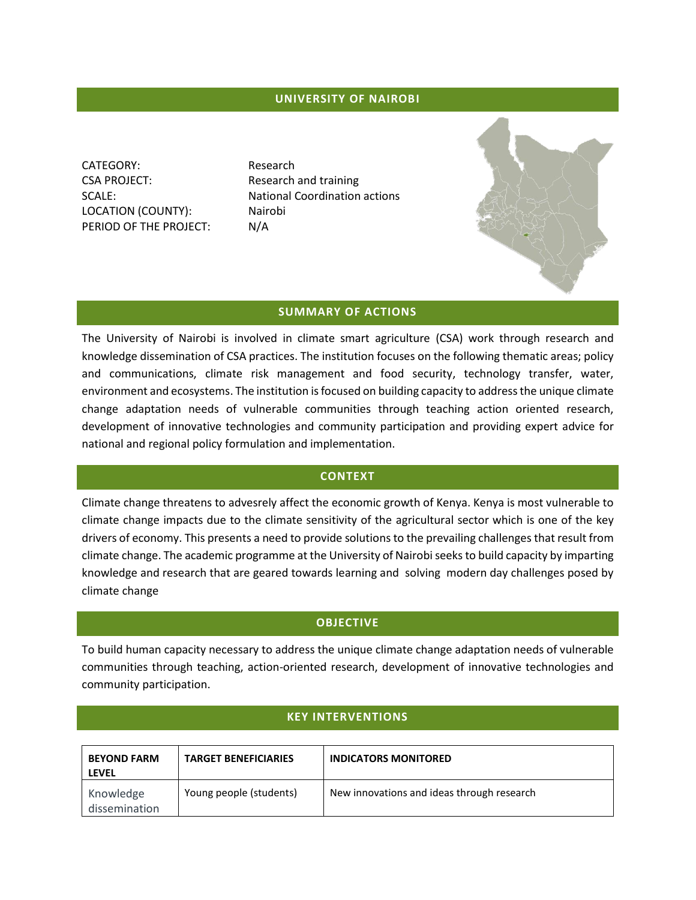## UNIVERSITY OF NAIROBI

CATEGORY: Research
CSA PROJECT: Research and training
SCALE: National Coordination actions
LOCATION (COUNTY): Nairobi
PERIOD OF THE PROJECT: N/A

## SUMMARY OF ACTIONS

The University of Nairobi is involved in climate smart agriculture (CSA) work through research and knowledge dissemination of CSA practices. The institution focuses on the following thematic areas; policy and communications, climate risk management and food security, technology transfer, water, environment and ecosystems. The institution is focused on building capacity to address the unique climate change adaptation needs of vulnerable communities through teaching action oriented research, development of innovative technologies and community participation and providing expert advice for national and regional policy formulation and implementation.

## CONTEXT

Climate change threatens to advesrely affect the economic growth of Kenya. Kenya is most vulnerable to climate change impacts due to the climate sensitivity of the agricultural sector which is one of the key drivers of economy. This presents a need to provide solutions to the prevailing challenges that result from climate change. The academic programme at the University of Nairobi seeks to build capacity by imparting knowledge and research that are geared towards learning and solving modern day challenges posed by climate change

## OBJECTIVE

To build human capacity necessary to address the unique climate change adaptation needs of vulnerable communities through teaching, action-oriented research, development of innovative technologies and community participation.

## KEY INTERVENTIONS

| BEYOND FARM LEVEL | TARGET BENEFICIARIES | INDICATORS MONITORED |
|---|---|---|
| Knowledge dissemination | Young people (students) | New innovations and ideas through research |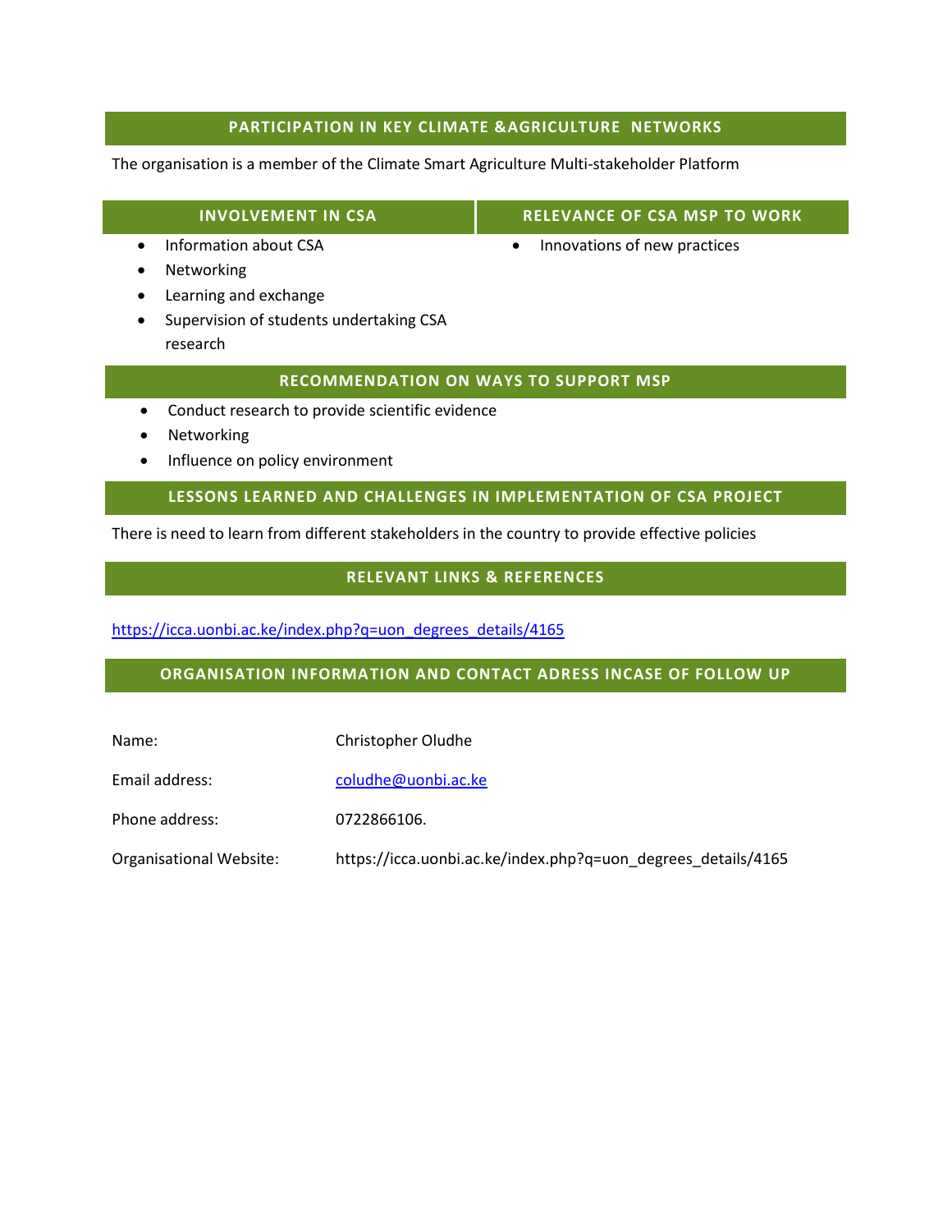## PARTICIPATION IN KEY CLIMATE &AGRICULTURE NETWORKS

The organisation is a member of the Climate Smart Agriculture Multi-stakeholder Platform

## INVOLVEMENT IN CSA

- Information about CSA
- Networking
- Learning and exchange
- Supervision of students undertaking CSA research

## RELEVANCE OF CSA MSP TO WORK

- Innovations of new practices

## RECOMMENDATION ON WAYS TO SUPPORT MSP

- Conduct research to provide scientific evidence
- Networking
- Influence on policy environment

## LESSONS LEARNED AND CHALLENGES IN IMPLEMENTATION OF CSA PROJECT

There is need to learn from different stakeholders in the country to provide effective policies

## RELEVANT LINKS & REFERENCES

https://icca.uonbi.ac.ke/index.php?q=uon_degrees_details/4165

## ORGANISATION INFORMATION AND CONTACT ADRESS INCASE OF FOLLOW UP

| | |
|---|---|
| Name: | Christopher Oludhe |
| Email address: | coludhe@uonbi.ac.ke |
| Phone address: | 0722866106. |
| Organisational Website: | https://icca.uonbi.ac.ke/index.php?q=uon_degrees_details/4165 |